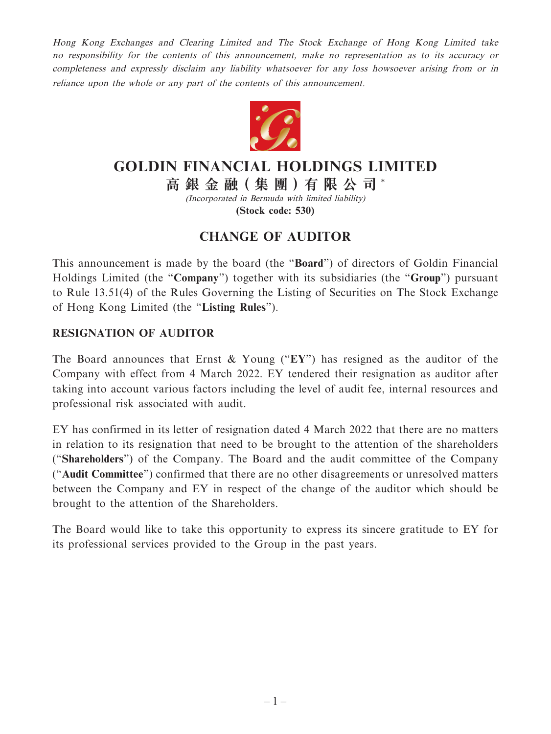*Hong Kong Exchanges and Clearing Limited and The Stock Exchange of Hong Kong Limited take no responsibility for the contents of this announcement, make no representation as to its accuracy or completeness and expressly disclaim any liability whatsoever for any loss howsoever arising from or in reliance upon the whole or any part of the contents of this announcement.*

# GOLDIN FINANCIAL HOLDINGS LIMITED

**高銀金融(集團)有限公司** *

*(Incorporated in Bermuda with limited liability)*

**(Stock code: 530)**

## CHANGE OF AUDITOR

This announcement is made by the board (the "**Board**") of directors of Goldin Financial Holdings Limited (the "**Company**") together with its subsidiaries (the "**Group**") pursuant to Rule 13.51(4) of the Rules Governing the Listing of Securities on The Stock Exchange of Hong Kong Limited (the "**Listing Rules**").

### RESIGNATION OF AUDITOR

The Board announces that Ernst & Young ("**EY**") has resigned as the auditor of the Company with effect from 4 March 2022. EY tendered their resignation as auditor after taking into account various factors including the level of audit fee, internal resources and professional risk associated with audit.

EY has confirmed in its letter of resignation dated 4 March 2022 that there are no matters in relation to its resignation that need to be brought to the attention of the shareholders ("**Shareholders**") of the Company. The Board and the audit committee of the Company ("**Audit Committee**") confirmed that there are no other disagreements or unresolved matters between the Company and EY in respect of the change of the auditor which should be brought to the attention of the Shareholders.

The Board would like to take this opportunity to express its sincere gratitude to EY for its professional services provided to the Group in the past years.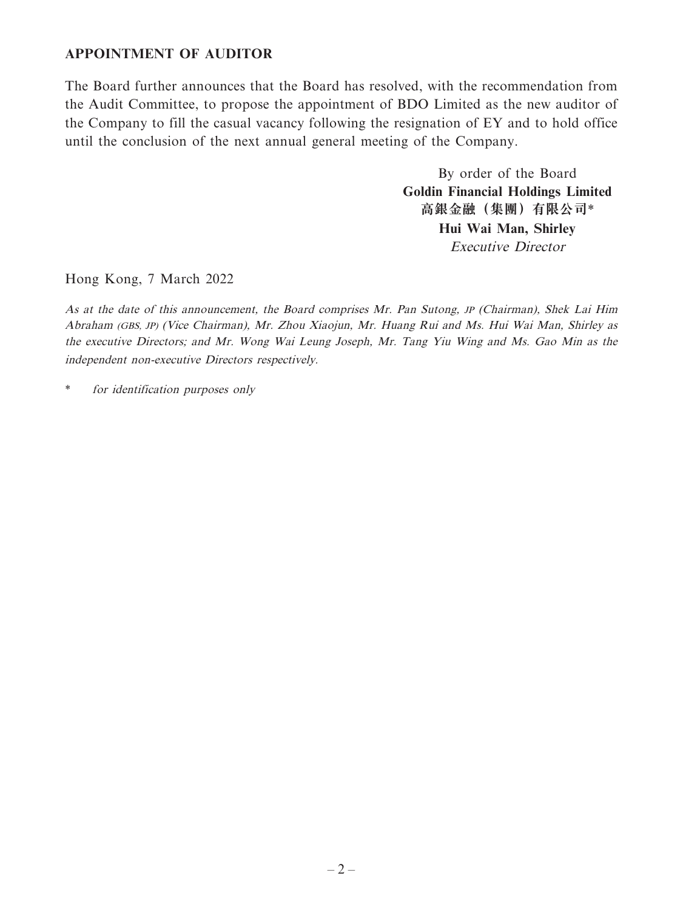## APPOINTMENT OF AUDITOR

The Board further announces that the Board has resolved, with the recommendation from the Audit Committee, to propose the appointment of BDO Limited as the new auditor of the Company to fill the casual vacancy following the resignation of EY and to hold office until the conclusion of the next annual general meeting of the Company.

By order of the Board
**Goldin Financial Holdings Limited**
**高銀金融（集團）有限公司***
**Hui Wai Man, Shirley**
*Executive Director*

Hong Kong, 7 March 2022

*As at the date of this announcement, the Board comprises Mr. Pan Sutong, JP (Chairman), Shek Lai Him Abraham (GBS, JP) (Vice Chairman), Mr. Zhou Xiaojun, Mr. Huang Rui and Ms. Hui Wai Man, Shirley as the executive Directors; and Mr. Wong Wai Leung Joseph, Mr. Tang Yiu Wing and Ms. Gao Min as the independent non-executive Directors respectively.*

\* *for identification purposes only*